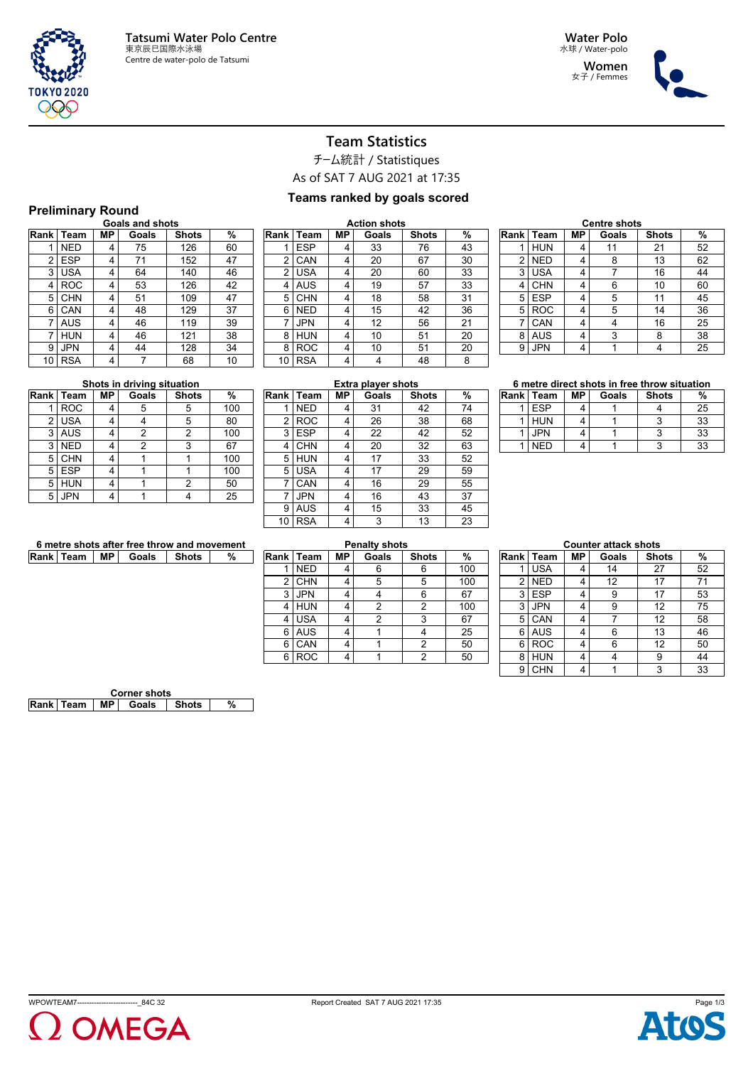Tatsumi Water Polo Centre
東京辰巳国際水泳場
Centre de water-polo de Tatsumi

Water Polo
水球 / Water-polo
Women
女子 / Femmes

# Team Statistics

チーム統計 / Statistiques

As of SAT 7 AUG 2021 at 17:35

### Teams ranked by goals scored

## Preliminary Round

**Goals and shots**

| Rank | Team | MP | Goals | Shots | % |
|---|---|---|---|---|---|
| 1 | NED | 4 | 75 | 126 | 60 |
| 2 | ESP | 4 | 71 | 152 | 47 |
| 3 | USA | 4 | 64 | 140 | 46 |
| 4 | ROC | 4 | 53 | 126 | 42 |
| 5 | CHN | 4 | 51 | 109 | 47 |
| 6 | CAN | 4 | 48 | 129 | 37 |
| 7 | AUS | 4 | 46 | 119 | 39 |
| 7 | HUN | 4 | 46 | 121 | 38 |
| 9 | JPN | 4 | 44 | 128 | 34 |
| 10 | RSA | 4 | 7 | 68 | 10 |

**Action shots**

| Rank | Team | MP | Goals | Shots | % |
|---|---|---|---|---|---|
| 1 | ESP | 4 | 33 | 76 | 43 |
| 2 | CAN | 4 | 20 | 67 | 30 |
| 2 | USA | 4 | 20 | 60 | 33 |
| 4 | AUS | 4 | 19 | 57 | 33 |
| 5 | CHN | 4 | 18 | 58 | 31 |
| 6 | NED | 4 | 15 | 42 | 36 |
| 7 | JPN | 4 | 12 | 56 | 21 |
| 8 | HUN | 4 | 10 | 51 | 20 |
| 8 | ROC | 4 | 10 | 51 | 20 |
| 10 | RSA | 4 | 4 | 48 | 8 |

**Centre shots**

| Rank | Team | MP | Goals | Shots | % |
|---|---|---|---|---|---|
| 1 | HUN | 4 | 11 | 21 | 52 |
| 2 | NED | 4 | 8 | 13 | 62 |
| 3 | USA | 4 | 7 | 16 | 44 |
| 4 | CHN | 4 | 6 | 10 | 60 |
| 5 | ESP | 4 | 5 | 11 | 45 |
| 5 | ROC | 4 | 5 | 14 | 36 |
| 7 | CAN | 4 | 4 | 16 | 25 |
| 8 | AUS | 4 | 3 | 8 | 38 |
| 9 | JPN | 4 | 1 | 4 | 25 |

**Shots in driving situation**

| Rank | Team | MP | Goals | Shots | % |
|---|---|---|---|---|---|
| 1 | ROC | 4 | 5 | 5 | 100 |
| 2 | USA | 4 | 4 | 5 | 80 |
| 3 | AUS | 4 | 2 | 2 | 100 |
| 3 | NED | 4 | 2 | 3 | 67 |
| 5 | CHN | 4 | 1 | 1 | 100 |
| 5 | ESP | 4 | 1 | 1 | 100 |
| 5 | HUN | 4 | 1 | 2 | 50 |
| 5 | JPN | 4 | 1 | 4 | 25 |

**Extra player shots**

| Rank | Team | MP | Goals | Shots | % |
|---|---|---|---|---|---|
| 1 | NED | 4 | 31 | 42 | 74 |
| 2 | ROC | 4 | 26 | 38 | 68 |
| 3 | ESP | 4 | 22 | 42 | 52 |
| 4 | CHN | 4 | 20 | 32 | 63 |
| 5 | HUN | 4 | 17 | 33 | 52 |
| 5 | USA | 4 | 17 | 29 | 59 |
| 7 | CAN | 4 | 16 | 29 | 55 |
| 7 | JPN | 4 | 16 | 43 | 37 |
| 9 | AUS | 4 | 15 | 33 | 45 |
| 10 | RSA | 4 | 3 | 13 | 23 |

**6 metre direct shots in free throw situation**

| Rank | Team | MP | Goals | Shots | % |
|---|---|---|---|---|---|
| 1 | ESP | 4 | 1 | 4 | 25 |
| 1 | HUN | 4 | 1 | 3 | 33 |
| 1 | JPN | 4 | 1 | 3 | 33 |
| 1 | NED | 4 | 1 | 3 | 33 |

**6 metre shots after free throw and movement**

| Rank | Team | MP | Goals | Shots | % |
|---|---|---|---|---|---|

**Penalty shots**

| Rank | Team | MP | Goals | Shots | % |
|---|---|---|---|---|---|
| 1 | NED | 4 | 6 | 6 | 100 |
| 2 | CHN | 4 | 5 | 5 | 100 |
| 3 | JPN | 4 | 4 | 6 | 67 |
| 4 | HUN | 4 | 2 | 2 | 100 |
| 4 | USA | 4 | 2 | 3 | 67 |
| 6 | AUS | 4 | 1 | 4 | 25 |
| 6 | CAN | 4 | 1 | 2 | 50 |
| 6 | ROC | 4 | 1 | 2 | 50 |

**Counter attack shots**

| Rank | Team | MP | Goals | Shots | % |
|---|---|---|---|---|---|
| 1 | USA | 4 | 14 | 27 | 52 |
| 2 | NED | 4 | 12 | 17 | 71 |
| 3 | ESP | 4 | 9 | 17 | 53 |
| 3 | JPN | 4 | 9 | 12 | 75 |
| 5 | CAN | 4 | 7 | 12 | 58 |
| 6 | AUS | 4 | 6 | 13 | 46 |
| 6 | ROC | 4 | 6 | 12 | 50 |
| 8 | HUN | 4 | 4 | 9 | 44 |
| 9 | CHN | 4 | 1 | 3 | 33 |

**Corner shots**

| Rank | Team | MP | Goals | Shots | % |
|---|---|---|---|---|---|

WPOWTEAM7--------------------------_84C 32 Report Created SAT 7 AUG 2021 17:35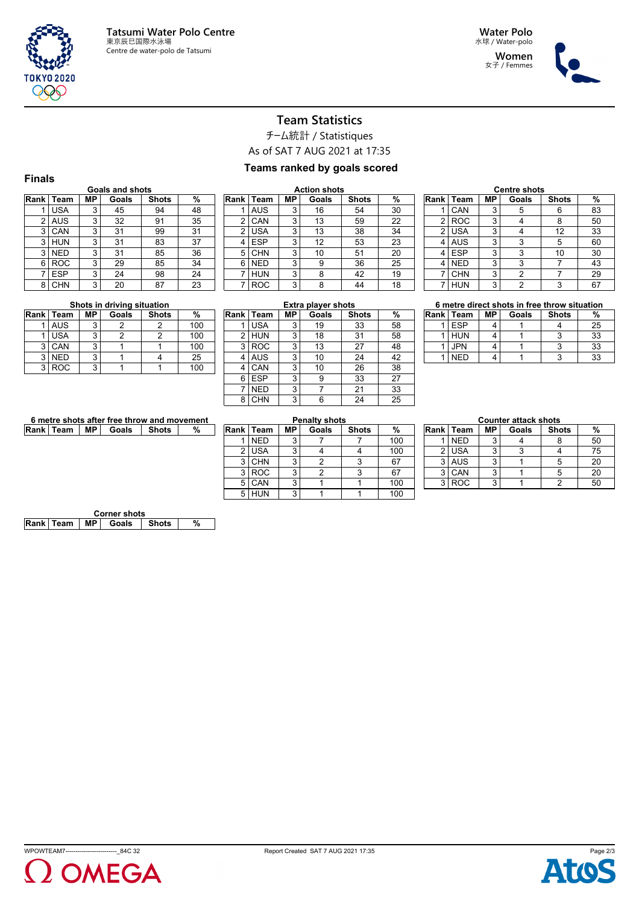Tatsumi Water Polo Centre
東京辰巳国際水泳場
Centre de water-polo de Tatsumi

Water Polo
水球 / Water-polo

Women
女子 / Femmes

# Team Statistics

チーム統計 / Statistiques

As of SAT 7 AUG 2021 at 17:35

**Teams ranked by goals scored**

## Finals

**Goals and shots**

| Rank | Team | MP | Goals | Shots | % |
|---|---|---|---|---|---|
| 1 | USA | 3 | 45 | 94 | 48 |
| 2 | AUS | 3 | 32 | 91 | 35 |
| 3 | CAN | 3 | 31 | 99 | 31 |
| 3 | HUN | 3 | 31 | 83 | 37 |
| 3 | NED | 3 | 31 | 85 | 36 |
| 6 | ROC | 3 | 29 | 85 | 34 |
| 7 | ESP | 3 | 24 | 98 | 24 |
| 8 | CHN | 3 | 20 | 87 | 23 |

**Action shots**

| Rank | Team | MP | Goals | Shots | % |
|---|---|---|---|---|---|
| 1 | AUS | 3 | 16 | 54 | 30 |
| 2 | CAN | 3 | 13 | 59 | 22 |
| 2 | USA | 3 | 13 | 38 | 34 |
| 4 | ESP | 3 | 12 | 53 | 23 |
| 5 | CHN | 3 | 10 | 51 | 20 |
| 6 | NED | 3 | 9 | 36 | 25 |
| 7 | HUN | 3 | 8 | 42 | 19 |
| 7 | ROC | 3 | 8 | 44 | 18 |

**Centre shots**

| Rank | Team | MP | Goals | Shots | % |
|---|---|---|---|---|---|
| 1 | CAN | 3 | 5 | 6 | 83 |
| 2 | ROC | 3 | 4 | 8 | 50 |
| 2 | USA | 3 | 4 | 12 | 33 |
| 4 | AUS | 3 | 3 | 5 | 60 |
| 4 | ESP | 3 | 3 | 10 | 30 |
| 4 | NED | 3 | 3 | 7 | 43 |
| 7 | CHN | 3 | 2 | 7 | 29 |
| 7 | HUN | 3 | 2 | 3 | 67 |

**Shots in driving situation**

| Rank | Team | MP | Goals | Shots | % |
|---|---|---|---|---|---|
| 1 | AUS | 3 | 2 | 2 | 100 |
| 1 | USA | 3 | 2 | 2 | 100 |
| 3 | CAN | 3 | 1 | 1 | 100 |
| 3 | NED | 3 | 1 | 4 | 25 |
| 3 | ROC | 3 | 1 | 1 | 100 |

**Extra player shots**

| Rank | Team | MP | Goals | Shots | % |
|---|---|---|---|---|---|
| 1 | USA | 3 | 19 | 33 | 58 |
| 2 | HUN | 3 | 18 | 31 | 58 |
| 3 | ROC | 3 | 13 | 27 | 48 |
| 4 | AUS | 3 | 10 | 24 | 42 |
| 4 | CAN | 3 | 10 | 26 | 38 |
| 6 | ESP | 3 | 9 | 33 | 27 |
| 7 | NED | 3 | 7 | 21 | 33 |
| 8 | CHN | 3 | 6 | 24 | 25 |

**6 metre direct shots in free throw situation**

| Rank | Team | MP | Goals | Shots | % |
|---|---|---|---|---|---|
| 1 | ESP | 4 | 1 | 4 | 25 |
| 1 | HUN | 4 | 1 | 3 | 33 |
| 1 | JPN | 4 | 1 | 3 | 33 |
| 1 | NED | 4 | 1 | 3 | 33 |

**6 metre shots after free throw and movement**

| Rank | Team | MP | Goals | Shots | % |
|---|---|---|---|---|---|

**Penalty shots**

| Rank | Team | MP | Goals | Shots | % |
|---|---|---|---|---|---|
| 1 | NED | 3 | 7 | 7 | 100 |
| 2 | USA | 3 | 4 | 4 | 100 |
| 3 | CHN | 3 | 2 | 3 | 67 |
| 3 | ROC | 3 | 2 | 3 | 67 |
| 5 | CAN | 3 | 1 | 1 | 100 |
| 5 | HUN | 3 | 1 | 1 | 100 |

**Counter attack shots**

| Rank | Team | MP | Goals | Shots | % |
|---|---|---|---|---|---|
| 1 | NED | 3 | 4 | 8 | 50 |
| 2 | USA | 3 | 3 | 4 | 75 |
| 3 | AUS | 3 | 1 | 5 | 20 |
| 3 | CAN | 3 | 1 | 5 | 20 |
| 3 | ROC | 3 | 1 | 2 | 50 |

**Corner shots**

| Rank | Team | MP | Goals | Shots | % |
|---|---|---|---|---|---|

WPOWTEAM7--------------------------_84C 32 Report Created SAT 7 AUG 2021 17:35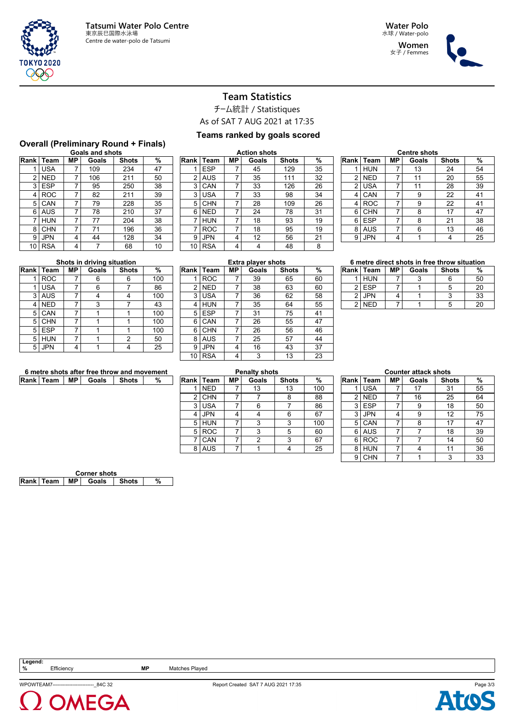Tatsumi Water Polo Centre
東京辰巳国際水泳場
Centre de water-polo de Tatsumi

Water Polo
水球 / Water-polo

Women
女子 / Femmes

# Team Statistics

チーム統計 / Statistiques

As of SAT 7 AUG 2021 at 17:35

### Teams ranked by goals scored

## Overall (Preliminary Round + Finals)

**Goals and shots**

| Rank | Team | MP | Goals | Shots | % |
|---|---|---|---|---|---|
| 1 | USA | 7 | 109 | 234 | 47 |
| 2 | NED | 7 | 106 | 211 | 50 |
| 3 | ESP | 7 | 95 | 250 | 38 |
| 4 | ROC | 7 | 82 | 211 | 39 |
| 5 | CAN | 7 | 79 | 228 | 35 |
| 6 | AUS | 7 | 78 | 210 | 37 |
| 7 | HUN | 7 | 77 | 204 | 38 |
| 8 | CHN | 7 | 71 | 196 | 36 |
| 9 | JPN | 4 | 44 | 128 | 34 |
| 10 | RSA | 4 | 7 | 68 | 10 |

**Action shots**

| Rank | Team | MP | Goals | Shots | % |
|---|---|---|---|---|---|
| 1 | ESP | 7 | 45 | 129 | 35 |
| 2 | AUS | 7 | 35 | 111 | 32 |
| 3 | CAN | 7 | 33 | 126 | 26 |
| 3 | USA | 7 | 33 | 98 | 34 |
| 5 | CHN | 7 | 28 | 109 | 26 |
| 6 | NED | 7 | 24 | 78 | 31 |
| 7 | HUN | 7 | 18 | 93 | 19 |
| 7 | ROC | 7 | 18 | 95 | 19 |
| 9 | JPN | 4 | 12 | 56 | 21 |
| 10 | RSA | 4 | 4 | 48 | 8 |

**Centre shots**

| Rank | Team | MP | Goals | Shots | % |
|---|---|---|---|---|---|
| 1 | HUN | 7 | 13 | 24 | 54 |
| 2 | NED | 7 | 11 | 20 | 55 |
| 2 | USA | 7 | 11 | 28 | 39 |
| 4 | CAN | 7 | 9 | 22 | 41 |
| 4 | ROC | 7 | 9 | 22 | 41 |
| 6 | CHN | 7 | 8 | 17 | 47 |
| 6 | ESP | 7 | 8 | 21 | 38 |
| 8 | AUS | 7 | 6 | 13 | 46 |
| 9 | JPN | 4 | 1 | 4 | 25 |

**Shots in driving situation**

| Rank | Team | MP | Goals | Shots | % |
|---|---|---|---|---|---|
| 1 | ROC | 7 | 6 | 6 | 100 |
| 1 | USA | 7 | 6 | 7 | 86 |
| 3 | AUS | 7 | 4 | 4 | 100 |
| 4 | NED | 7 | 3 | 7 | 43 |
| 5 | CAN | 7 | 1 | 1 | 100 |
| 5 | CHN | 7 | 1 | 1 | 100 |
| 5 | ESP | 7 | 1 | 1 | 100 |
| 5 | HUN | 7 | 1 | 2 | 50 |
| 5 | JPN | 4 | 1 | 4 | 25 |

**Extra player shots**

| Rank | Team | MP | Goals | Shots | % |
|---|---|---|---|---|---|
| 1 | ROC | 7 | 39 | 65 | 60 |
| 2 | NED | 7 | 38 | 63 | 60 |
| 3 | USA | 7 | 36 | 62 | 58 |
| 4 | HUN | 7 | 35 | 64 | 55 |
| 5 | ESP | 7 | 31 | 75 | 41 |
| 6 | CAN | 7 | 26 | 55 | 47 |
| 6 | CHN | 7 | 26 | 56 | 46 |
| 8 | AUS | 7 | 25 | 57 | 44 |
| 9 | JPN | 4 | 16 | 43 | 37 |
| 10 | RSA | 4 | 3 | 13 | 23 |

**6 metre direct shots in free throw situation**

| Rank | Team | MP | Goals | Shots | % |
|---|---|---|---|---|---|
| 1 | HUN | 7 | 3 | 6 | 50 |
| 2 | ESP | 7 | 1 | 5 | 20 |
| 2 | JPN | 4 | 1 | 3 | 33 |
| 2 | NED | 7 | 1 | 5 | 20 |

**6 metre shots after free throw and movement**

| Rank | Team | MP | Goals | Shots | % |
|---|---|---|---|---|---|

**Penalty shots**

| Rank | Team | MP | Goals | Shots | % |
|---|---|---|---|---|---|
| 1 | NED | 7 | 13 | 13 | 100 |
| 2 | CHN | 7 | 7 | 8 | 88 |
| 3 | USA | 7 | 6 | 7 | 86 |
| 4 | JPN | 4 | 4 | 6 | 67 |
| 5 | HUN | 7 | 3 | 3 | 100 |
| 5 | ROC | 7 | 3 | 5 | 60 |
| 7 | CAN | 7 | 2 | 3 | 67 |
| 8 | AUS | 7 | 1 | 4 | 25 |

**Counter attack shots**

| Rank | Team | MP | Goals | Shots | % |
|---|---|---|---|---|---|
| 1 | USA | 7 | 17 | 31 | 55 |
| 2 | NED | 7 | 16 | 25 | 64 |
| 3 | ESP | 7 | 9 | 18 | 50 |
| 3 | JPN | 4 | 9 | 12 | 75 |
| 5 | CAN | 7 | 8 | 17 | 47 |
| 6 | AUS | 7 | 7 | 18 | 39 |
| 6 | ROC | 7 | 7 | 14 | 50 |
| 8 | HUN | 7 | 4 | 11 | 36 |
| 9 | CHN | 7 | 1 | 3 | 33 |

**Corner shots**

| Rank | Team | MP | Goals | Shots | % |
|---|---|---|---|---|---|

**Legend:**
% Efficiency    MP Matches Played

WPOWTEAM7------------------------_84C 32    Report Created SAT 7 AUG 2021 17:35